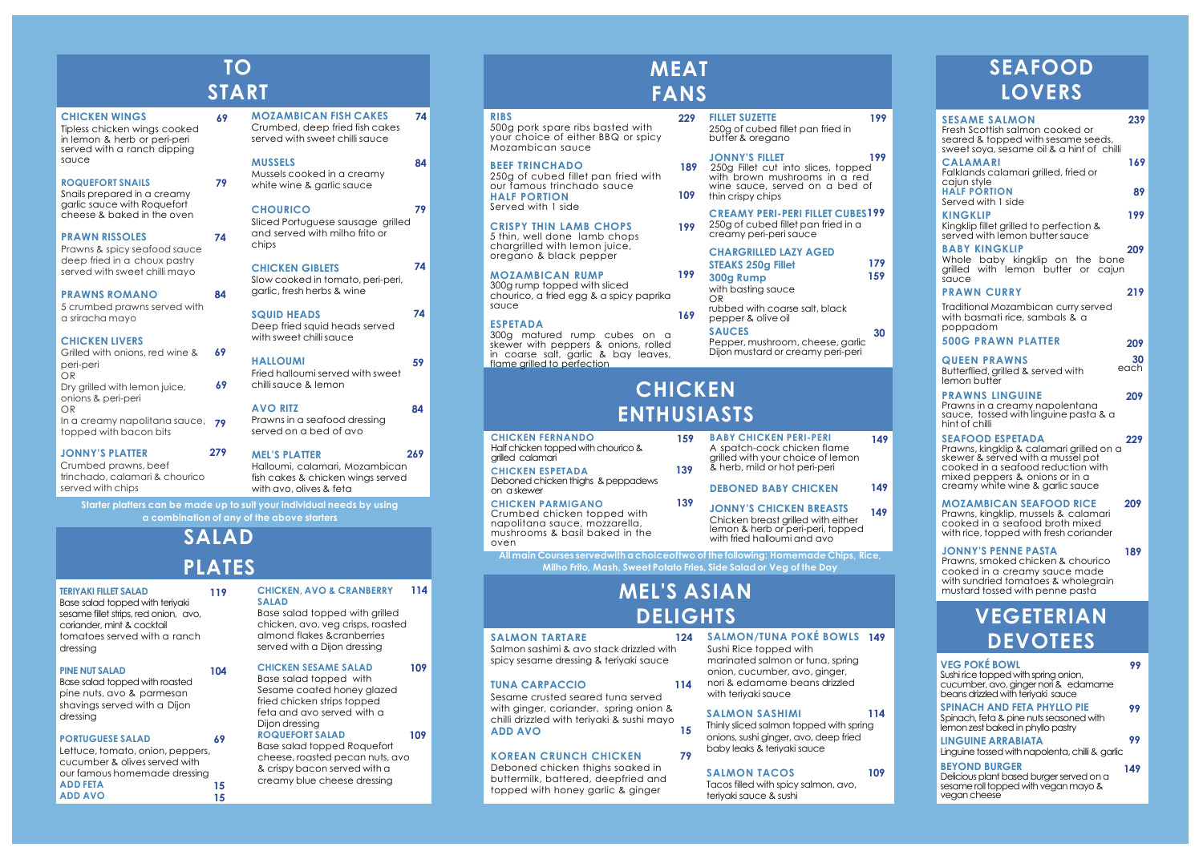# TO START

**CHICKEN WINGS** 69
Tipless chicken wings cooked in lemon & herb or peri-peri served with a ranch dipping sauce

**ROQUEFORT SNAILS** 79
Snails prepared in a creamy garlic sauce with Roquefort cheese & baked in the oven

**PRAWN RISSOLES** 74
Prawns & spicy seafood sauce deep fried in a choux pastry served with sweet chilli mayo

**PRAWNS ROMANO** 84
5 crumbed prawns served with a sriracha mayo

**CHICKEN LIVERS**
Grilled with onions, red wine & peri-peri 69
OR
Dry grilled with lemon juice, onions & peri-peri 69
OR
In a creamy napolitana sauce, topped with bacon bits 79

**JONNY'S PLATTER** 279
Crumbed prawns, beef trinchado, calamari & chourico served with chips

**MOZAMBICAN FISH CAKES** 74
Crumbed, deep fried fish cakes served with sweet chilli sauce

**MUSSELS** 84
Mussels cooked in a creamy white wine & garlic sauce

**CHOURICO** 79
Sliced Portuguese sausage grilled and served with milho frito or chips

**CHICKEN GIBLETS** 74
Slow cooked in tomato, peri-peri, garlic, fresh herbs & wine

**SQUID HEADS** 74
Deep fried squid heads served with sweet chilli sauce

**HALLOUMI** 59
Fried halloumi served with sweet chilli sauce & lemon

**AVO RITZ** 84
Prawns in a seafood dressing served on a bed of avo

**MEL'S PLATTER** 269
Halloumi, calamari, Mozambican fish cakes & chicken wings served with avo, olives & feta

Starter platters can be made up to suit your individual needs by using a combination of any of the above starters

# SALAD PLATES

**TERIYAKI FILLET SALAD** 119
Base salad topped with teriyaki sesame fillet strips, red onion, avo, coriander, mint & cocktail tomatoes served with a ranch dressing

**PINE NUT SALAD** 104
Base salad topped with roasted pine nuts, avo & parmesan shavings served with a Dijon dressing

**PORTUGUESE SALAD** 69
Lettuce, tomato, onion, peppers, cucumber & olives served with our famous homemade dressing
**ADD FETA** 15
**ADD AVO** 15

**CHICKEN, AVO & CRANBERRY SALAD** 114
Base salad topped with grilled chicken, avo, veg crisps, roasted almond flakes &cranberries served with a Dijon dressing

**CHICKEN SESAME SALAD** 109
Base salad topped with Sesame coated honey glazed fried chicken strips topped feta and avo served with a Dijon dressing

**ROQUEFORT SALAD** 109
Base salad topped Roquefort cheese, roasted pecan nuts, avo & crispy bacon served with a creamy blue cheese dressing

# MEAT FANS

**RIBS** 229
500g pork spare ribs basted with your choice of either BBQ or spicy Mozambican sauce

**BEEF TRINCHADO** 189
250g of cubed fillet pan fried with our famous trinchado sauce
**HALF PORTION** 109
Served with 1 side

**CRISPY THIN LAMB CHOPS** 199
5 thin, well done lamb chops chargrilled with lemon juice, oregano & black pepper

**MOZAMBICAN RUMP** 199
300g rump topped with sliced chourico, a fried egg & a spicy paprika sauce

**ESPETADA** 169
300g matured rump cubes on a skewer with peppers & onions, rolled in coarse salt, garlic & bay leaves, flame grilled to perfection

**FILLET SUZETTE** 199
250g of cubed fillet pan fried in butter & oregano

**JONNY'S FILLET** 199
250g Fillet cut into slices, topped with brown mushrooms in a red wine sauce, served on a bed of thin crispy chips

**CREAMY PERI-PERI FILLET CUBES** 199
250g of cubed fillet pan fried in a creamy peri-peri sauce

**CHARGRILLED LAZY AGED STEAKS 250g Fillet** 179
**300g Rump** 159
with basting sauce
OR
rubbed with coarse salt, black pepper & olive oil

**SAUCES** 30
Pepper, mushroom, cheese, garlic Dijon mustard or creamy peri-peri

# CHICKEN ENTHUSIASTS

**CHICKEN FERNANDO** 159
Half chicken topped with chourico & grilled calamari

**CHICKEN ESPETADA** 139
Deboned chicken thighs & peppadews on a skewer

**CHICKEN PARMIGANO** 139
Crumbed chicken topped with napolitana sauce, mozzarella, mushrooms & basil baked in the oven

**BABY CHICKEN PERI-PERI** 149
A spatch-cock chicken flame grilled with your choice of lemon & herb, mild or hot peri-peri

**DEBONED BABY CHICKEN** 149

**JONNY'S CHICKEN BREASTS** 149
Chicken breast grilled with either lemon & herb or peri-peri, topped with fried halloumi and avo

All main Courses servedwith a choiceoftwo of the following: Homemade Chips, Rice, Milho Frito, Mash, Sweet Potato Fries, Side Salad or Veg of the Day

# MEL'S ASIAN DELIGHTS

**SALMON TARTARE** 124
Salmon sashimi & avo stack drizzled with spicy sesame dressing & teriyaki sauce

**TUNA CARPACCIO** 114
Sesame crusted seared tuna served with ginger, coriander, spring onion & chilli drizzled with teriyaki & sushi mayo
**ADD AVO** 15

**KOREAN CRUNCH CHICKEN** 79
Deboned chicken thighs soaked in buttermilk, battered, deepfried and topped with honey garlic & ginger

**SALMON/TUNA POKÉ BOWLS** 149
Sushi Rice topped with marinated salmon or tuna, spring onion, cucumber, avo, ginger, nori & edamame beans drizzled with teriyaki sauce

**SALMON SASHIMI** 114
Thinly sliced salmon topped with spring onions, sushi ginger, avo, deep fried baby leaks & teriyaki sauce

**SALMON TACOS** 109
Tacos filled with spicy salmon, avo, teriyaki sauce & sushi

# SEAFOOD LOVERS

**SESAME SALMON** 239
Fresh Scottish salmon cooked or seared & topped with sesame seeds, sweet soya, sesame oil & a hint of chilli

**CALAMARI** 169
Falklands calamari grilled, fried or cajun style
**HALF PORTION** 89
Served with 1 side

**KINGKLIP** 199
Kingklip fillet grilled to perfection & served with lemon butter sauce

**BABY KINGKLIP** 209
Whole baby kingklip on the bone grilled with lemon butter or cajun sauce

**PRAWN CURRY** 219
Traditional Mozambican curry served with basmati rice, sambals & a poppadom

**500G PRAWN PLATTER** 209

**QUEEN PRAWNS** 30 each
Butterflied, grilled & served with lemon butter

**PRAWNS LINGUINE** 209
Prawns in a creamy napolentana sauce, tossed with linguine pasta & a hint of chilli

**SEAFOOD ESPETADA** 229
Prawns, kingklip & calamari grilled on a skewer & served with a mussel pot cooked in a seafood reduction with mixed peppers & onions or in a creamy white wine & garlic sauce

**MOZAMBICAN SEAFOOD RICE** 209
Prawns, kingklip, mussels & calamari cooked in a seafood broth mixed with rice, topped with fresh coriander

**JONNY'S PENNE PASTA** 189
Prawns, smoked chicken & chourico cooked in a creamy sauce made with sundried tomatoes & wholegrain mustard tossed with penne pasta

# VEGETERIAN DEVOTEES

**VEG POKÉ BOWL** 99
Sushi rice topped with spring onion, cucumber, avo, ginger nori & edamame beans drizzled with teriyaki sauce

**SPINACH AND FETA PHYLLO PIE** 99
Spinach, feta & pine nuts seasoned with lemon zest baked in phyllo pastry

**LINGUINE ARRABIATA** 99
Linguine tossed with napolenta, chilli & garlic

**BEYOND BURGER** 149
Delicious plant based burger served on a sesame roll topped with vegan mayo & vegan cheese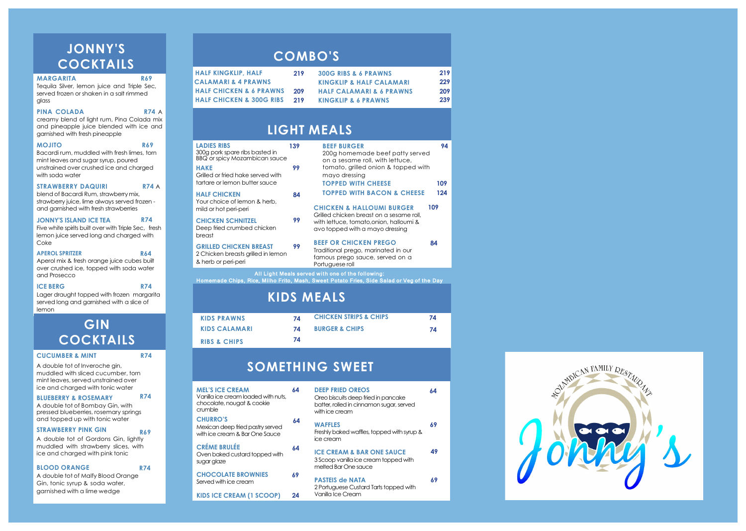# JONNY'S COCKTAILS

**MARGARITA** R69
Tequila Silver, lemon juice and Triple Sec, served frozen or shaken in a salt rimmed glass

**PINA COLADA** R74
A creamy blend of light rum, Pina Colada mix and pineapple juice blended with ice and garnished with fresh pineapple

**MOJITO** R69
Bacardi rum, muddled with fresh limes, torn mint leaves and sugar syrup, poured unstrained over crushed ice and charged with soda water

**STRAWBERRY DAQUIRI** R74
A blend of Bacardi Rum, strawberry mix, strawberry juice, lime always served frozen - and garnished with fresh strawberries

**JONNY'S ISLAND ICE TEA** R74
Five white spirits built over with Triple Sec, fresh lemon juice served long and charged with Coke

**APEROL SPRITZER** R64
Aperol mix & fresh orange juice cubes built over crushed ice, topped with soda water and Prosecco

**ICE BERG** R74
Lager draught topped with frozen margarita served long and garnished with a slice of lemon

# GIN COCKTAILS

**CUCUMBER & MINT** R74
A double tot of Inveroche gin, muddled with sliced cucumber, torn mint leaves, served unstrained over ice and charged with tonic water

**BLUEBERRY & ROSEMARY** R74
A double tot of Bombay Gin, with pressed blueberries, rosemary springs and topped up with tonic water

**STRAWBERRY PINK GIN** R69
A double tot of Gordons Gin, lightly muddled with strawberry slices, with ice and charged with pink tonic

**BLOOD ORANGE** R74
A double tot of Malfy Blood Orange Gin, tonic syrup & soda water, garnished with a lime wedge

# COMBO'S

| | |
|---|---|
| HALF KINGKLIP, HALF CALAMARI & 4 PRAWNS | 219 |
| HALF CHICKEN & 6 PRAWNS | 209 |
| HALF CHICKEN & 300G RIBS | 219 |
| 300G RIBS & 6 PRAWNS | 219 |
| KINGKLIP & HALF CALAMARI | 229 |
| HALF CALAMARI & 6 PRAWNS | 209 |
| KINGKLIP & 6 PRAWNS | 239 |

# LIGHT MEALS

**LADIES RIBS** 139
300g pork spare ribs basted in BBQ or spicy Mozambican sauce

**HAKE** 99
Grilled or fried hake served with tartare or lemon butter sauce

**HALF CHICKEN** 84
Your choice of lemon & herb, mild or hot peri-peri

**CHICKEN SCHNITZEL** 99
Deep fried crumbed chicken breast

**GRILLED CHICKEN BREAST** 99
2 Chicken breasts grilled in lemon & herb or peri-peri

**BEEF BURGER** 94
200g homemade beef patty served on a sesame roll, with lettuce, tomato, grilled onion & topped with mayo dressing
**TOPPED WITH CHEESE** 109
**TOPPED WITH BACON & CHEESE** 124

**CHICKEN & HALLOUMI BURGER** 109
Grilled chicken breast on a sesame roll, with lettuce, tomato,onion, halloumi & avo topped with a mayo dressing

**BEEF OR CHICKEN PREGO** 84
Traditional prego, marinated in our famous prego sauce, served on a Portuguese roll

**All Light Meals served with one of the following:**
**Homemade Chips, Rice, Milho Frito, Mash, Sweet Potato Fries, Side Salad or Veg of the Day**

# KIDS MEALS

| | |
|---|---|
| KIDS PRAWNS | 74 |
| KIDS CALAMARI | 74 |
| RIBS & CHIPS | 74 |
| CHICKEN STRIPS & CHIPS | 74 |
| BURGER & CHIPS | 74 |

# SOMETHING SWEET

**MEL'S ICE CREAM** 64
Vanilla ice cream loaded with nuts, chocolate, nougat & cookie crumble

**CHURRO'S** 64
Mexican deep fried pastry served with ice cream & Bar One Sauce

**CRÉME BRULÉE** 64
Oven baked custard topped with sugar glaze

**CHOCOLATE BROWNIES** 69
Served with ice cream

**KIDS ICE CREAM (1 SCOOP)** 24

**DEEP FRIED OREOS** 64
Oreo biscuits deep fried in pancake batter, rolled in cinnamon sugar, served with ice cream

**WAFFLES** 69
Freshly baked waffles, topped with syrup & ice cream

**ICE CREAM & BAR ONE SAUCE** 49
3 Scoop vanilla ice cream topped with melted Bar One sauce

**PASTEIS de NATA** 69
2 Portuguese Custard Tarts topped with Vanilla Ice Cream

MOZAMBICAN FAMILY RESTAURANT
Jonny's